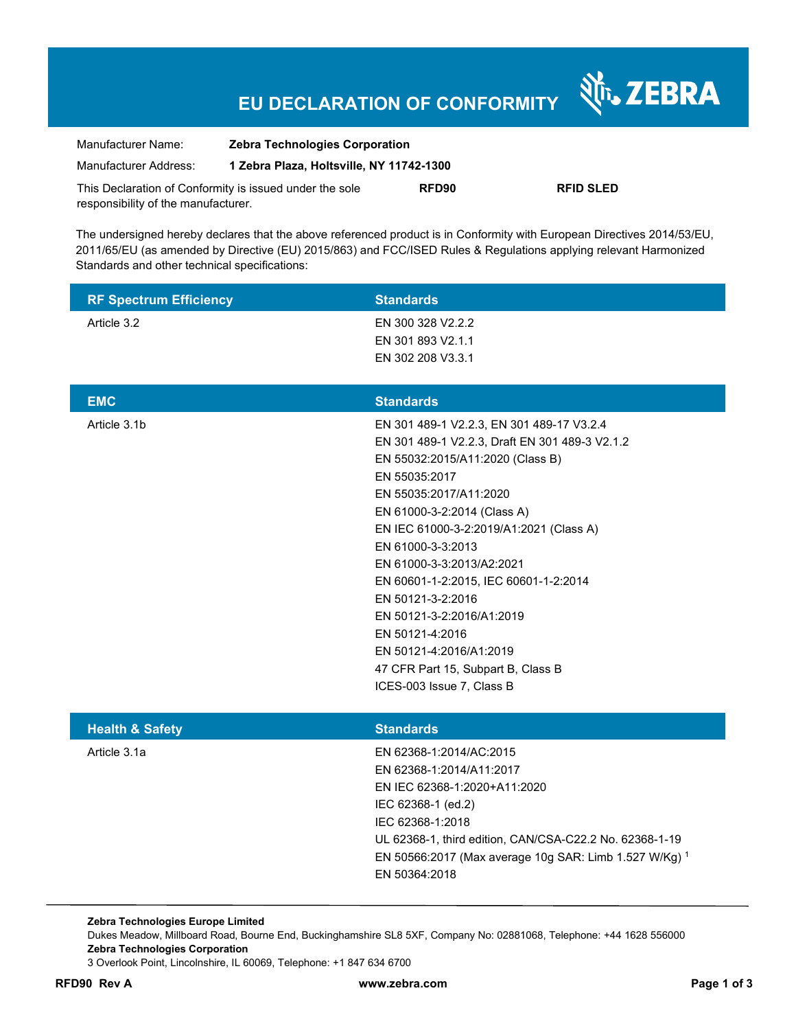# EU DECLARATION OF CONFORMITY

ZEBRA

| | | | |
|---|---|---|---|
| Manufacturer Name: | **Zebra Technologies Corporation** | | |
| Manufacturer Address: | **1 Zebra Plaza, Holtsville, NY 11742-1300** | | |
| This Declaration of Conformity is issued under the sole responsibility of the manufacturer. | | **RFD90** | **RFID SLED** |

The undersigned hereby declares that the above referenced product is in Conformity with European Directives 2014/53/EU, 2011/65/EU (as amended by Directive (EU) 2015/863) and FCC/ISED Rules & Regulations applying relevant Harmonized Standards and other technical specifications:

| RF Spectrum Efficiency | Standards |
|---|---|
| Article 3.2 | EN 300 328 V2.2.2 |
| | EN 301 893 V2.1.1 |
| | EN 302 208 V3.3.1 |

| EMC | Standards |
|---|---|
| Article 3.1b | EN 301 489-1 V2.2.3, EN 301 489-17 V3.2.4 |
| | EN 301 489-1 V2.2.3, Draft EN 301 489-3 V2.1.2 |
| | EN 55032:2015/A11:2020 (Class B) |
| | EN 55035:2017 |
| | EN 55035:2017/A11:2020 |
| | EN 61000-3-2:2014 (Class A) |
| | EN IEC 61000-3-2:2019/A1:2021 (Class A) |
| | EN 61000-3-3:2013 |
| | EN 61000-3-3:2013/A2:2021 |
| | EN 60601-1-2:2015, IEC 60601-1-2:2014 |
| | EN 50121-3-2:2016 |
| | EN 50121-3-2:2016/A1:2019 |
| | EN 50121-4:2016 |
| | EN 50121-4:2016/A1:2019 |
| | 47 CFR Part 15, Subpart B, Class B |
| | ICES-003 Issue 7, Class B |

| Health & Safety | Standards |
|---|---|
| Article 3.1a | EN 62368-1:2014/AC:2015 |
| | EN 62368-1:2014/A11:2017 |
| | EN IEC 62368-1:2020+A11:2020 |
| | IEC 62368-1 (ed.2) |
| | IEC 62368-1:2018 |
| | UL 62368-1, third edition, CAN/CSA-C22.2 No. 62368-1-19 |
| | EN 50566:2017 (Max average 10g SAR: Limb 1.527 W/Kg) [1] |
| | EN 50364:2018 |

**Zebra Technologies Europe Limited**
Dukes Meadow, Millboard Road, Bourne End, Buckinghamshire SL8 5XF, Company No: 02881068, Telephone: +44 1628 556000
**Zebra Technologies Corporation**
3 Overlook Point, Lincolnshire, IL 60069, Telephone: +1 847 634 6700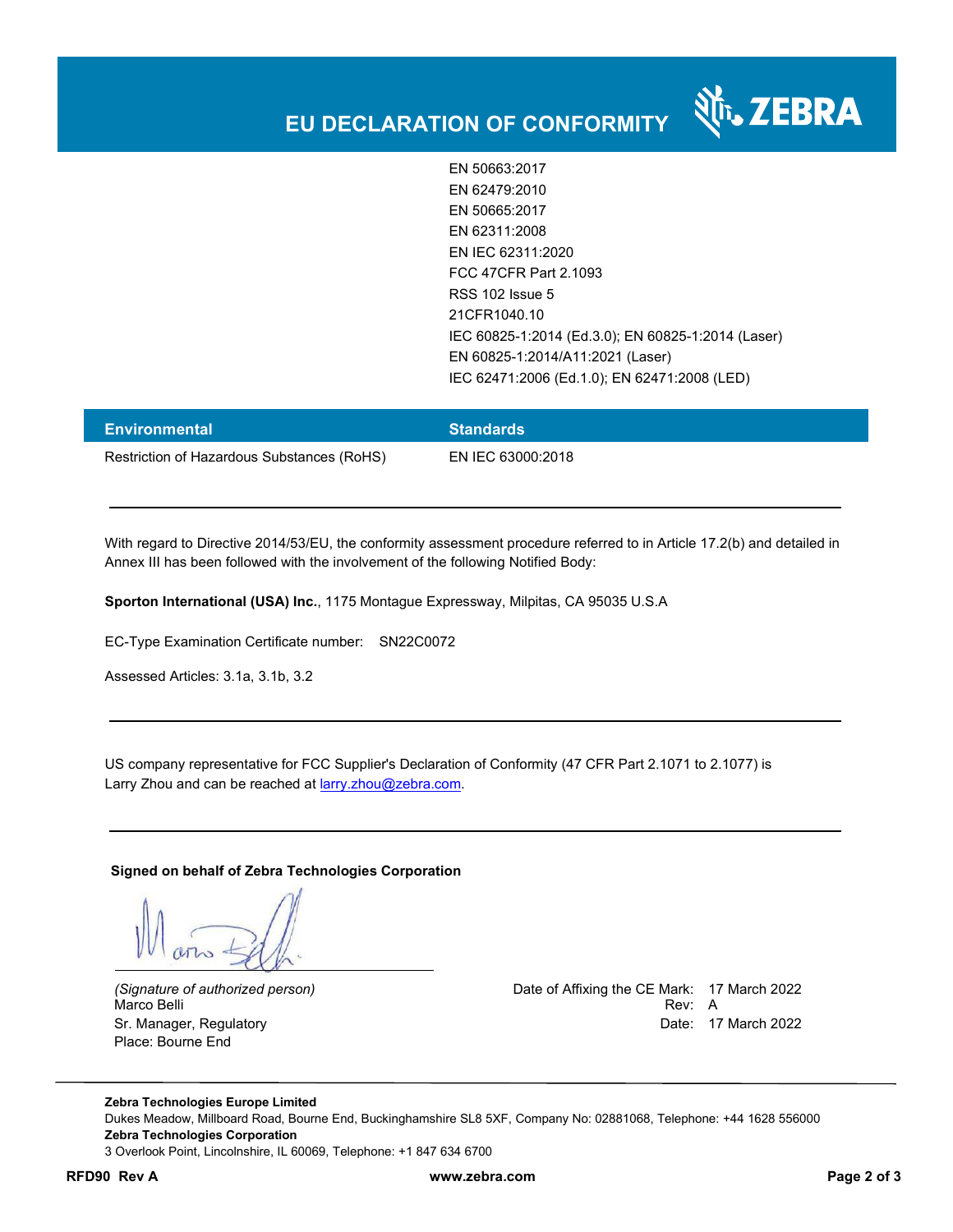# EU DECLARATION OF CONFORMITY

| | |
|---|---|
| | EN 50663:2017 |
| | EN 62479:2010 |
| | EN 50665:2017 |
| | EN 62311:2008 |
| | EN IEC 62311:2020 |
| | FCC 47CFR Part 2.1093 |
| | RSS 102 Issue 5 |
| | 21CFR1040.10 |
| | IEC 60825-1:2014 (Ed.3.0); EN 60825-1:2014 (Laser) |
| | EN 60825-1:2014/A11:2021 (Laser) |
| | IEC 62471:2006 (Ed.1.0); EN 62471:2008 (LED) |

| Environmental | Standards |
|---|---|
| Restriction of Hazardous Substances (RoHS) | EN IEC 63000:2018 |

---

With regard to Directive 2014/53/EU, the conformity assessment procedure referred to in Article 17.2(b) and detailed in Annex III has been followed with the involvement of the following Notified Body:

**Sporton International (USA) Inc.**, 1175 Montague Expressway, Milpitas, CA 95035 U.S.A

EC-Type Examination Certificate number: SN22C0072

Assessed Articles: 3.1a, 3.1b, 3.2

---

US company representative for FCC Supplier's Declaration of Conformity (47 CFR Part 2.1071 to 2.1077) is Larry Zhou and can be reached at larry.zhou@zebra.com.

---

**Signed on behalf of Zebra Technologies Corporation**

*(Signature of authorized person)*
Marco Belli
Sr. Manager, Regulatory
Place: Bourne End

Date of Affixing the CE Mark: 17 March 2022
Rev: A
Date: 17 March 2022

---

**Zebra Technologies Europe Limited**
Dukes Meadow, Millboard Road, Bourne End, Buckinghamshire SL8 5XF, Company No: 02881068, Telephone: +44 1628 556000
**Zebra Technologies Corporation**
3 Overlook Point, Lincolnshire, IL 60069, Telephone: +1 847 634 6700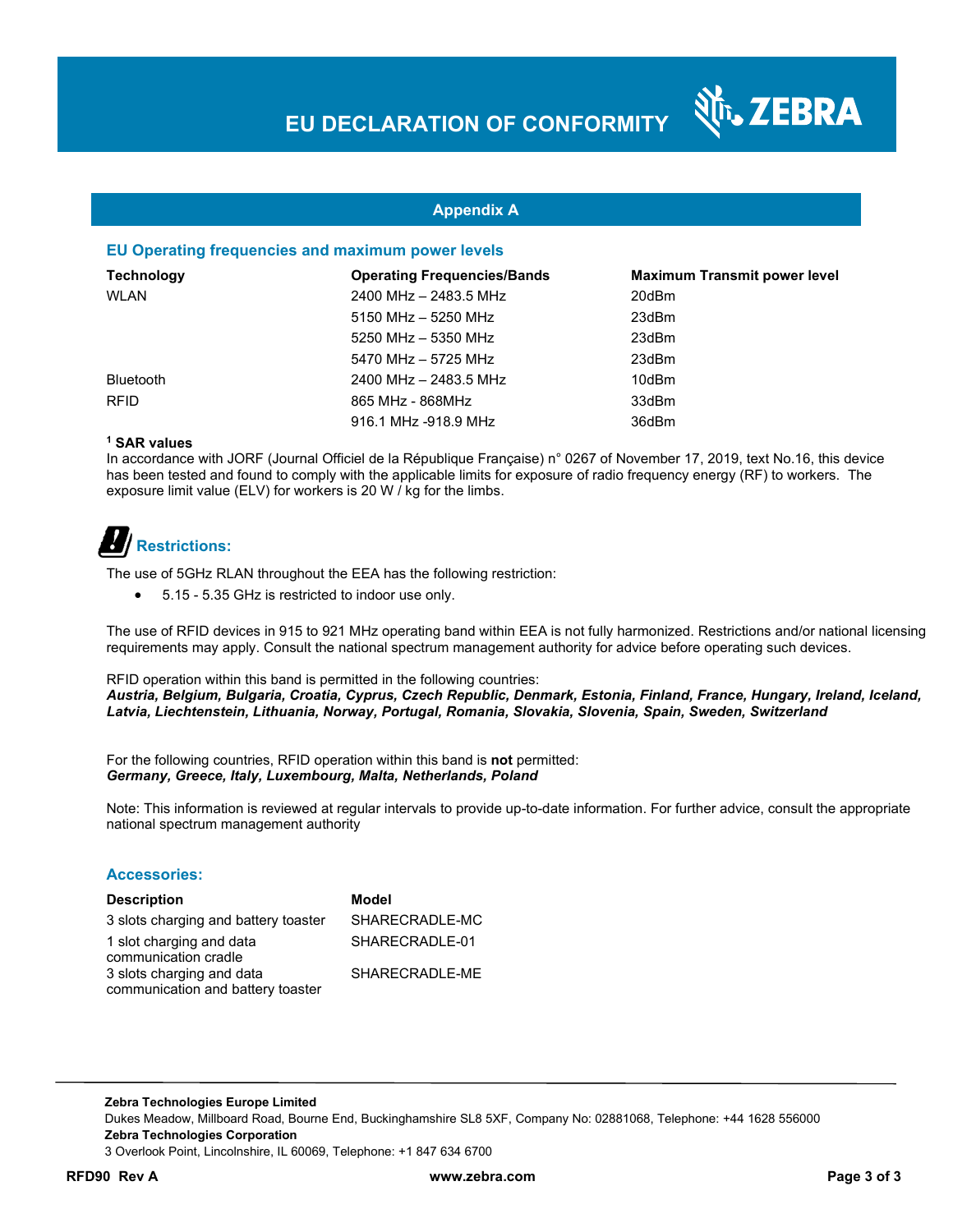# EU DECLARATION OF CONFORMITY

## Appendix A

### EU Operating frequencies and maximum power levels

| Technology | Operating Frequencies/Bands | Maximum Transmit power level |
|---|---|---|
| WLAN | 2400 MHz – 2483.5 MHz | 20dBm |
| | 5150 MHz – 5250 MHz | 23dBm |
| | 5250 MHz – 5350 MHz | 23dBm |
| | 5470 MHz – 5725 MHz | 23dBm |
| Bluetooth | 2400 MHz – 2483.5 MHz | 10dBm |
| RFID | 865 MHz - 868MHz | 33dBm |
| | 916.1 MHz -918.9 MHz | 36dBm |

**[1] SAR values**

In accordance with JORF (Journal Officiel de la République Française) n° 0267 of November 17, 2019, text No.16, this device has been tested and found to comply with the applicable limits for exposure of radio frequency energy (RF) to workers. The exposure limit value (ELV) for workers is 20 W / kg for the limbs.

### Restrictions:

The use of 5GHz RLAN throughout the EEA has the following restriction:

- 5.15 - 5.35 GHz is restricted to indoor use only.

The use of RFID devices in 915 to 921 MHz operating band within EEA is not fully harmonized. Restrictions and/or national licensing requirements may apply. Consult the national spectrum management authority for advice before operating such devices.

RFID operation within this band is permitted in the following countries:
***Austria, Belgium, Bulgaria, Croatia, Cyprus, Czech Republic, Denmark, Estonia, Finland, France, Hungary, Ireland, Iceland, Latvia, Liechtenstein, Lithuania, Norway, Portugal, Romania, Slovakia, Slovenia, Spain, Sweden, Switzerland***

For the following countries, RFID operation within this band is **not** permitted:
***Germany, Greece, Italy, Luxembourg, Malta, Netherlands, Poland***

Note: This information is reviewed at regular intervals to provide up-to-date information. For further advice, consult the appropriate national spectrum management authority

### Accessories:

| Description | Model |
|---|---|
| 3 slots charging and battery toaster | SHARECRADLE-MC |
| 1 slot charging and data communication cradle | SHARECRADLE-01 |
| 3 slots charging and data communication and battery toaster | SHARECRADLE-ME |

**Zebra Technologies Europe Limited**
Dukes Meadow, Millboard Road, Bourne End, Buckinghamshire SL8 5XF, Company No: 02881068, Telephone: +44 1628 556000
**Zebra Technologies Corporation**
3 Overlook Point, Lincolnshire, IL 60069, Telephone: +1 847 634 6700